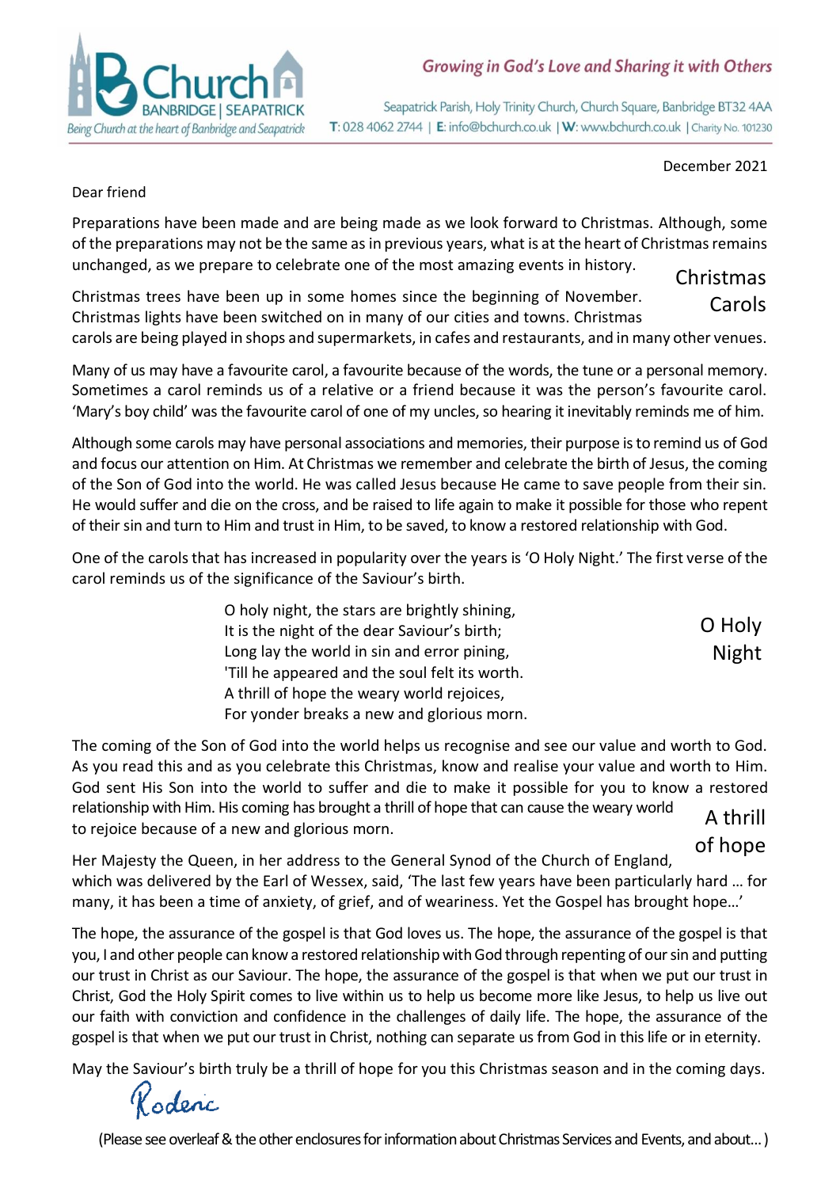Growing in God's Love and Sharing it with Others

Church BANBRIDGE | SEAPATRICK
Being Church at the heart of Banbridge and Seapatrick

Seapatrick Parish, Holy Trinity Church, Church Square, Banbridge BT32 4AA
T: 028 4062 2744 | E: info@bchurch.co.uk | W: www.bchurch.co.uk | Charity No. 101230

December 2021

Dear friend

Preparations have been made and are being made as we look forward to Christmas. Although, some of the preparations may not be the same as in previous years, what is at the heart of Christmas remains unchanged, as we prepare to celebrate one of the most amazing events in history.

**Christmas Carols**

Christmas trees have been up in some homes since the beginning of November. Christmas lights have been switched on in many of our cities and towns. Christmas carols are being played in shops and supermarkets, in cafes and restaurants, and in many other venues.

Many of us may have a favourite carol, a favourite because of the words, the tune or a personal memory. Sometimes a carol reminds us of a relative or a friend because it was the person's favourite carol. 'Mary's boy child' was the favourite carol of one of my uncles, so hearing it inevitably reminds me of him.

Although some carols may have personal associations and memories, their purpose is to remind us of God and focus our attention on Him. At Christmas we remember and celebrate the birth of Jesus, the coming of the Son of God into the world. He was called Jesus because He came to save people from their sin. He would suffer and die on the cross, and be raised to life again to make it possible for those who repent of their sin and turn to Him and trust in Him, to be saved, to know a restored relationship with God.

One of the carols that has increased in popularity over the years is 'O Holy Night.' The first verse of the carol reminds us of the significance of the Saviour's birth.

**O Holy Night**

> O holy night, the stars are brightly shining,
> It is the night of the dear Saviour's birth;
> Long lay the world in sin and error pining,
> 'Till he appeared and the soul felt its worth.
> A thrill of hope the weary world rejoices,
> For yonder breaks a new and glorious morn.

The coming of the Son of God into the world helps us recognise and see our value and worth to God. As you read this and as you celebrate this Christmas, know and realise your value and worth to Him. God sent His Son into the world to suffer and die to make it possible for you to know a restored relationship with Him. His coming has brought a thrill of hope that can cause the weary world to rejoice because of a new and glorious morn.

**A thrill of hope**

Her Majesty the Queen, in her address to the General Synod of the Church of England, which was delivered by the Earl of Wessex, said, 'The last few years have been particularly hard … for many, it has been a time of anxiety, of grief, and of weariness. Yet the Gospel has brought hope…'

The hope, the assurance of the gospel is that God loves us. The hope, the assurance of the gospel is that you, I and other people can know a restored relationship with God through repenting of our sin and putting our trust in Christ as our Saviour. The hope, the assurance of the gospel is that when we put our trust in Christ, God the Holy Spirit comes to live within us to help us become more like Jesus, to help us live out our faith with conviction and confidence in the challenges of daily life. The hope, the assurance of the gospel is that when we put our trust in Christ, nothing can separate us from God in this life or in eternity.

May the Saviour's birth truly be a thrill of hope for you this Christmas season and in the coming days.

Roderic

(Please see overleaf & the other enclosures for information about Christmas Services and Events, and about... )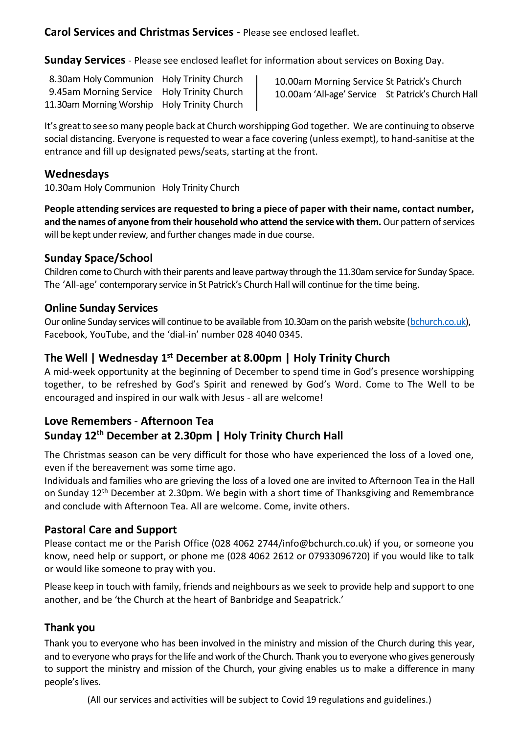**Carol Services and Christmas Services** - Please see enclosed leaflet.

**Sunday Services** - Please see enclosed leaflet for information about services on Boxing Day.

| | | | | |
|---|---|---|---|---|
| 8.30am Holy Communion | Holy Trinity Church | | 10.00am Morning Service | St Patrick's Church |
| 9.45am Morning Service | Holy Trinity Church | | 10.00am 'All-age' Service | St Patrick's Church Hall |
| 11.30am Morning Worship | Holy Trinity Church | | | |

It's great to see so many people back at Church worshipping God together. We are continuing to observe social distancing. Everyone is requested to wear a face covering (unless exempt), to hand-sanitise at the entrance and fill up designated pews/seats, starting at the front.

## Wednesdays

10.30am Holy Communion Holy Trinity Church

**People attending services are requested to bring a piece of paper with their name, contact number, and the names of anyone from their household who attend the service with them.** Our pattern of services will be kept under review, and further changes made in due course.

## Sunday Space/School

Children come to Church with their parents and leave partway through the 11.30am service for Sunday Space. The 'All-age' contemporary service in St Patrick's Church Hall will continue for the time being.

## Online Sunday Services

Our online Sunday services will continue to be available from 10.30am on the parish website (bchurch.co.uk), Facebook, YouTube, and the 'dial-in' number 028 4040 0345.

## The Well | Wednesday 1st December at 8.00pm | Holy Trinity Church

A mid-week opportunity at the beginning of December to spend time in God's presence worshipping together, to be refreshed by God's Spirit and renewed by God's Word. Come to The Well to be encouraged and inspired in our walk with Jesus - all are welcome!

## Love Remembers - Afternoon Tea
## Sunday 12th December at 2.30pm | Holy Trinity Church Hall

The Christmas season can be very difficult for those who have experienced the loss of a loved one, even if the bereavement was some time ago.

Individuals and families who are grieving the loss of a loved one are invited to Afternoon Tea in the Hall on Sunday 12th December at 2.30pm. We begin with a short time of Thanksgiving and Remembrance and conclude with Afternoon Tea. All are welcome. Come, invite others.

## Pastoral Care and Support

Please contact me or the Parish Office (028 4062 2744/info@bchurch.co.uk) if you, or someone you know, need help or support, or phone me (028 4062 2612 or 07933096720) if you would like to talk or would like someone to pray with you.

Please keep in touch with family, friends and neighbours as we seek to provide help and support to one another, and be 'the Church at the heart of Banbridge and Seapatrick.'

## Thank you

Thank you to everyone who has been involved in the ministry and mission of the Church during this year, and to everyone who prays for the life and work of the Church. Thank you to everyone who gives generously to support the ministry and mission of the Church, your giving enables us to make a difference in many people's lives.

(All our services and activities will be subject to Covid 19 regulations and guidelines.)